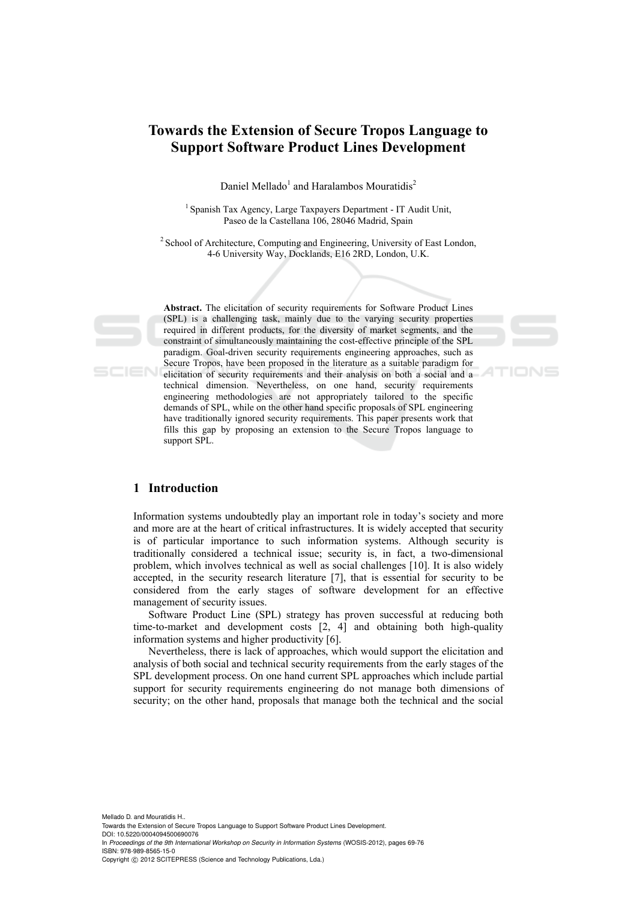# Towards the Extension of Secure Tropos Language to Support Software Product Lines Development

Daniel Mellado[1] and Haralambos Mouratidis[2]

[1] Spanish Tax Agency, Large Taxpayers Department - IT Audit Unit, Paseo de la Castellana 106, 28046 Madrid, Spain

[2] School of Architecture, Computing and Engineering, University of East London, 4-6 University Way, Docklands, E16 2RD, London, U.K.

**Abstract.** The elicitation of security requirements for Software Product Lines (SPL) is a challenging task, mainly due to the varying security properties required in different products, for the diversity of market segments, and the constraint of simultaneously maintaining the cost-effective principle of the SPL paradigm. Goal-driven security requirements engineering approaches, such as Secure Tropos, have been proposed in the literature as a suitable paradigm for elicitation of security requirements and their analysis on both a social and a technical dimension. Nevertheless, on one hand, security requirements engineering methodologies are not appropriately tailored to the specific demands of SPL, while on the other hand specific proposals of SPL engineering have traditionally ignored security requirements. This paper presents work that fills this gap by proposing an extension to the Secure Tropos language to support SPL.

## 1 Introduction

Information systems undoubtedly play an important role in today's society and more and more are at the heart of critical infrastructures. It is widely accepted that security is of particular importance to such information systems. Although security is traditionally considered a technical issue; security is, in fact, a two-dimensional problem, which involves technical as well as social challenges [10]. It is also widely accepted, in the security research literature [7], that is essential for security to be considered from the early stages of software development for an effective management of security issues.

Software Product Line (SPL) strategy has proven successful at reducing both time-to-market and development costs [2, 4] and obtaining both high-quality information systems and higher productivity [6].

Nevertheless, there is lack of approaches, which would support the elicitation and analysis of both social and technical security requirements from the early stages of the SPL development process. On one hand current SPL approaches which include partial support for security requirements engineering do not manage both dimensions of security; on the other hand, proposals that manage both the technical and the social

Mellado D. and Mouratidis H..
Towards the Extension of Secure Tropos Language to Support Software Product Lines Development.
DOI: 10.5220/0004094500690076
In *Proceedings of the 9th International Workshop on Security in Information Systems* (WOSIS-2012), pages 69-76
ISBN: 978-989-8565-15-0
Copyright © 2012 SCITEPRESS (Science and Technology Publications, Lda.)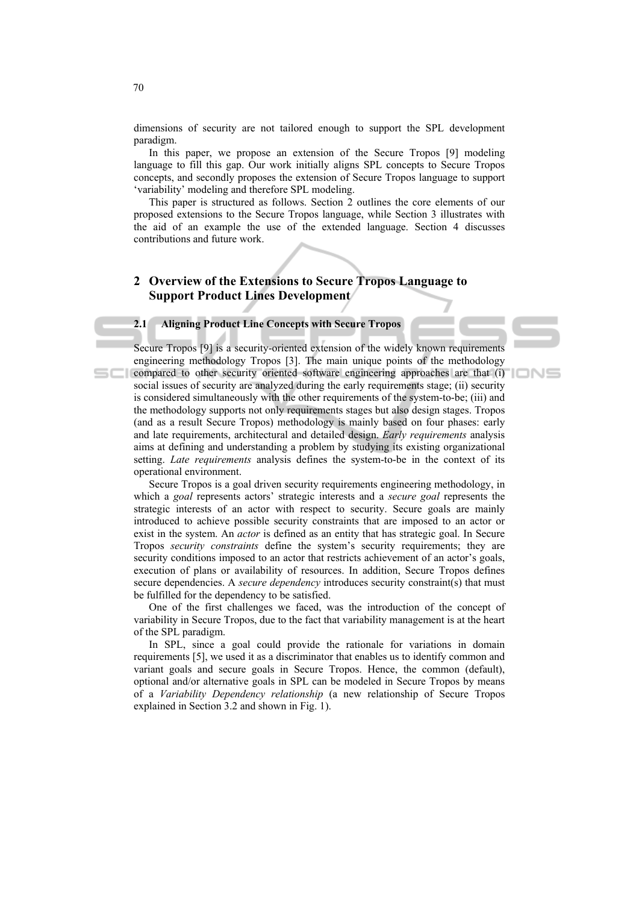dimensions of security are not tailored enough to support the SPL development paradigm.

In this paper, we propose an extension of the Secure Tropos [9] modeling language to fill this gap. Our work initially aligns SPL concepts to Secure Tropos concepts, and secondly proposes the extension of Secure Tropos language to support 'variability' modeling and therefore SPL modeling.

This paper is structured as follows. Section 2 outlines the core elements of our proposed extensions to the Secure Tropos language, while Section 3 illustrates with the aid of an example the use of the extended language. Section 4 discusses contributions and future work.

## 2 Overview of the Extensions to Secure Tropos Language to Support Product Lines Development

### 2.1 Aligning Product Line Concepts with Secure Tropos

Secure Tropos [9] is a security-oriented extension of the widely known requirements engineering methodology Tropos [3]. The main unique points of the methodology compared to other security oriented software engineering approaches are that (i) social issues of security are analyzed during the early requirements stage; (ii) security is considered simultaneously with the other requirements of the system-to-be; (iii) and the methodology supports not only requirements stages but also design stages. Tropos (and as a result Secure Tropos) methodology is mainly based on four phases: early and late requirements, architectural and detailed design. *Early requirements* analysis aims at defining and understanding a problem by studying its existing organizational setting. *Late requirements* analysis defines the system-to-be in the context of its operational environment.

Secure Tropos is a goal driven security requirements engineering methodology, in which a *goal* represents actors' strategic interests and a *secure goal* represents the strategic interests of an actor with respect to security. Secure goals are mainly introduced to achieve possible security constraints that are imposed to an actor or exist in the system. An *actor* is defined as an entity that has strategic goal. In Secure Tropos *security constraints* define the system's security requirements; they are security conditions imposed to an actor that restricts achievement of an actor's goals, execution of plans or availability of resources. In addition, Secure Tropos defines secure dependencies. A *secure dependency* introduces security constraint(s) that must be fulfilled for the dependency to be satisfied.

One of the first challenges we faced, was the introduction of the concept of variability in Secure Tropos, due to the fact that variability management is at the heart of the SPL paradigm.

In SPL, since a goal could provide the rationale for variations in domain requirements [5], we used it as a discriminator that enables us to identify common and variant goals and secure goals in Secure Tropos. Hence, the common (default), optional and/or alternative goals in SPL can be modeled in Secure Tropos by means of a *Variability Dependency relationship* (a new relationship of Secure Tropos explained in Section 3.2 and shown in Fig. 1).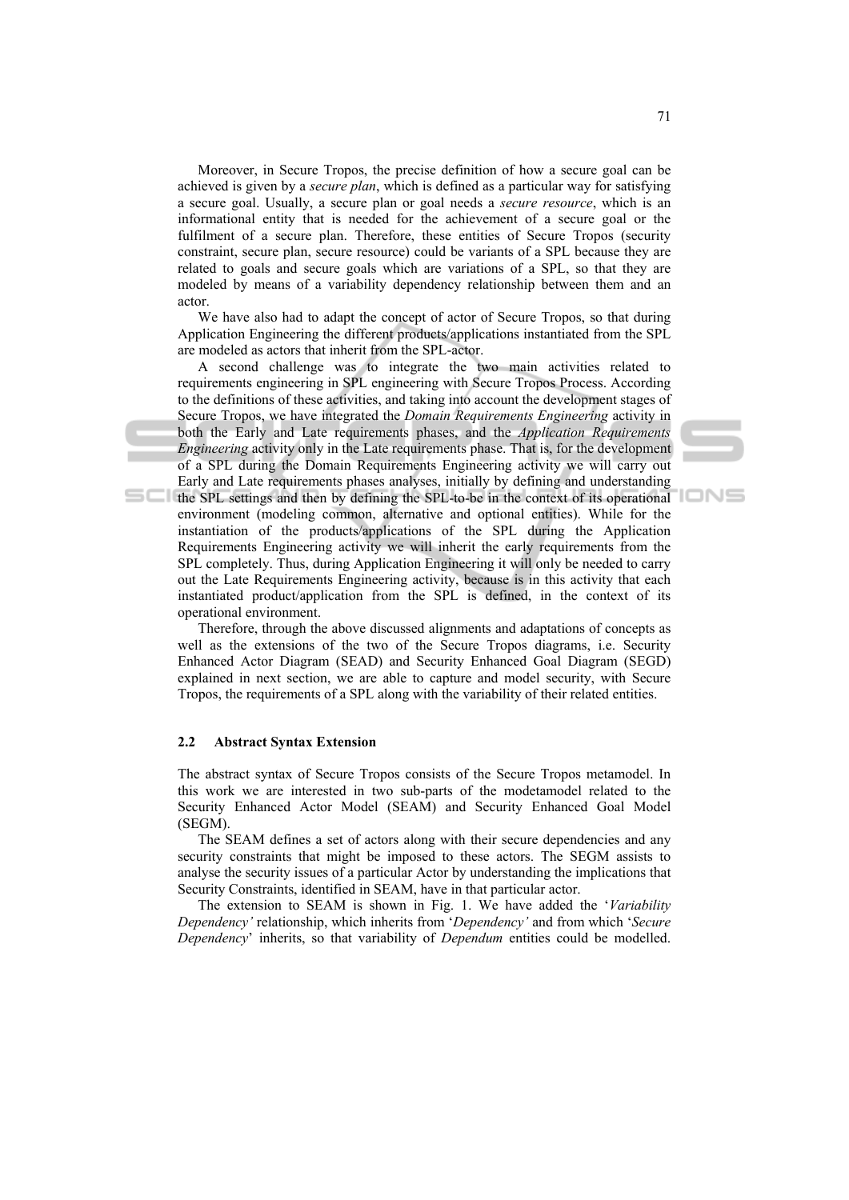Moreover, in Secure Tropos, the precise definition of how a secure goal can be achieved is given by a *secure plan*, which is defined as a particular way for satisfying a secure goal. Usually, a secure plan or goal needs a *secure resource*, which is an informational entity that is needed for the achievement of a secure goal or the fulfilment of a secure plan. Therefore, these entities of Secure Tropos (security constraint, secure plan, secure resource) could be variants of a SPL because they are related to goals and secure goals which are variations of a SPL, so that they are modeled by means of a variability dependency relationship between them and an actor.

We have also had to adapt the concept of actor of Secure Tropos, so that during Application Engineering the different products/applications instantiated from the SPL are modeled as actors that inherit from the SPL-actor.

A second challenge was to integrate the two main activities related to requirements engineering in SPL engineering with Secure Tropos Process. According to the definitions of these activities, and taking into account the development stages of Secure Tropos, we have integrated the *Domain Requirements Engineering* activity in both the Early and Late requirements phases, and the *Application Requirements Engineering* activity only in the Late requirements phase. That is, for the development of a SPL during the Domain Requirements Engineering activity we will carry out Early and Late requirements phases analyses, initially by defining and understanding the SPL settings and then by defining the SPL-to-be in the context of its operational environment (modeling common, alternative and optional entities). While for the instantiation of the products/applications of the SPL during the Application Requirements Engineering activity we will inherit the early requirements from the SPL completely. Thus, during Application Engineering it will only be needed to carry out the Late Requirements Engineering activity, because is in this activity that each instantiated product/application from the SPL is defined, in the context of its operational environment.

Therefore, through the above discussed alignments and adaptations of concepts as well as the extensions of the two of the Secure Tropos diagrams, i.e. Security Enhanced Actor Diagram (SEAD) and Security Enhanced Goal Diagram (SEGD) explained in next section, we are able to capture and model security, with Secure Tropos, the requirements of a SPL along with the variability of their related entities.

### 2.2 Abstract Syntax Extension

The abstract syntax of Secure Tropos consists of the Secure Tropos metamodel. In this work we are interested in two sub-parts of the modetamodel related to the Security Enhanced Actor Model (SEAM) and Security Enhanced Goal Model (SEGM).

The SEAM defines a set of actors along with their secure dependencies and any security constraints that might be imposed to these actors. The SEGM assists to analyse the security issues of a particular Actor by understanding the implications that Security Constraints, identified in SEAM, have in that particular actor.

The extension to SEAM is shown in Fig. 1. We have added the '*Variability Dependency'* relationship, which inherits from '*Dependency'* and from which '*Secure Dependency*' inherits, so that variability of *Dependum* entities could be modelled.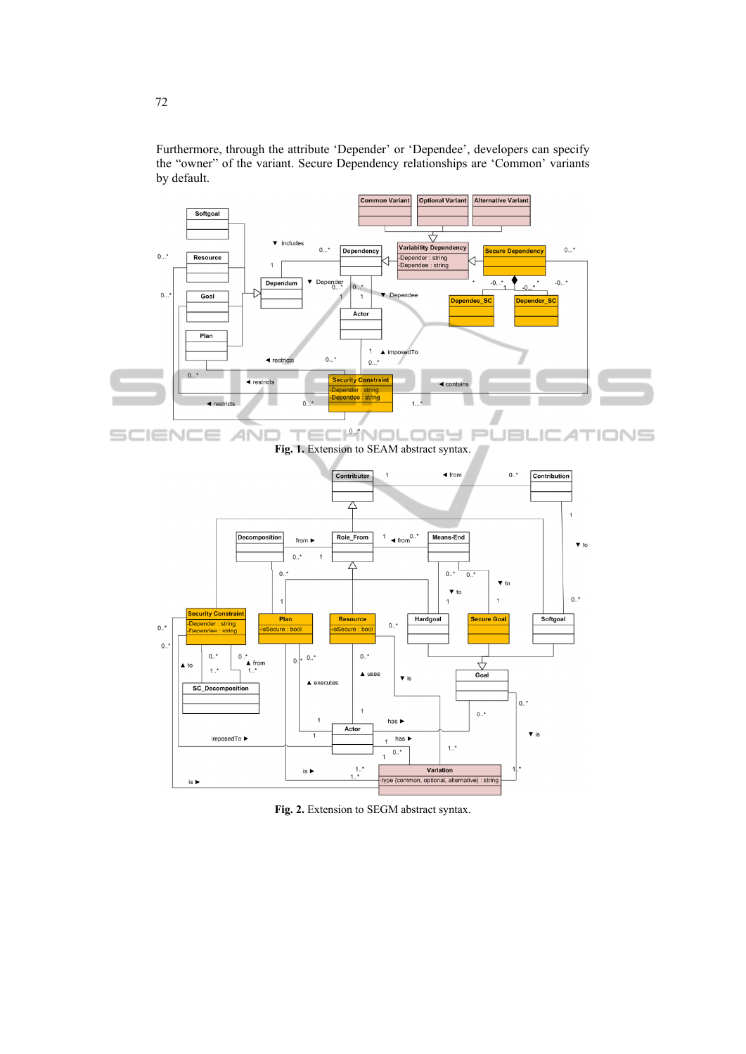Furthermore, through the attribute 'Depender' or 'Dependee', developers can specify the "owner" of the variant. Secure Dependency relationships are 'Common' variants by default.

**Fig. 1.** Extension to SEAM abstract syntax.

**Fig. 2.** Extension to SEGM abstract syntax.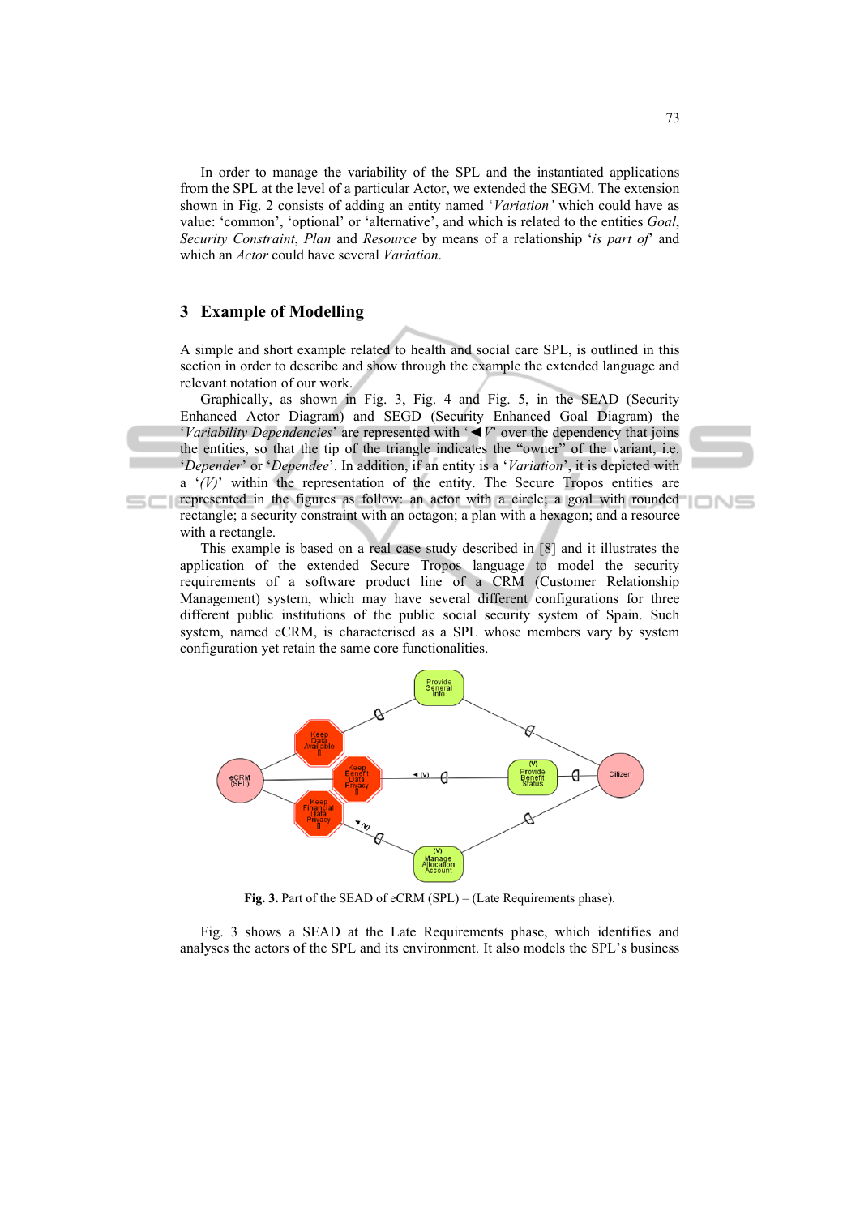In order to manage the variability of the SPL and the instantiated applications from the SPL at the level of a particular Actor, we extended the SEGM. The extension shown in Fig. 2 consists of adding an entity named '*Variation'* which could have as value: 'common', 'optional' or 'alternative', and which is related to the entities *Goal*, *Security Constraint*, *Plan* and *Resource* by means of a relationship '*is part of*' and which an *Actor* could have several *Variation*.

## 3 Example of Modelling

A simple and short example related to health and social care SPL, is outlined in this section in order to describe and show through the example the extended language and relevant notation of our work.

Graphically, as shown in Fig. 3, Fig. 4 and Fig. 5, in the SEAD (Security Enhanced Actor Diagram) and SEGD (Security Enhanced Goal Diagram) the '*Variability Dependencies*' are represented with '◄*V*' over the dependency that joins the entities, so that the tip of the triangle indicates the "owner" of the variant, i.e. '*Depender*' or '*Dependee*'. In addition, if an entity is a '*Variation*', it is depicted with a '*(V)*' within the representation of the entity. The Secure Tropos entities are represented in the figures as follow: an actor with a circle; a goal with rounded rectangle; a security constraint with an octagon; a plan with a hexagon; and a resource with a rectangle.

This example is based on a real case study described in [8] and it illustrates the application of the extended Secure Tropos language to model the security requirements of a software product line of a CRM (Customer Relationship Management) system, which may have several different configurations for three different public institutions of the public social security system of Spain. Such system, named eCRM, is characterised as a SPL whose members vary by system configuration yet retain the same core functionalities.

**Fig. 3.** Part of the SEAD of eCRM (SPL) – (Late Requirements phase).

Fig. 3 shows a SEAD at the Late Requirements phase, which identifies and analyses the actors of the SPL and its environment. It also models the SPL's business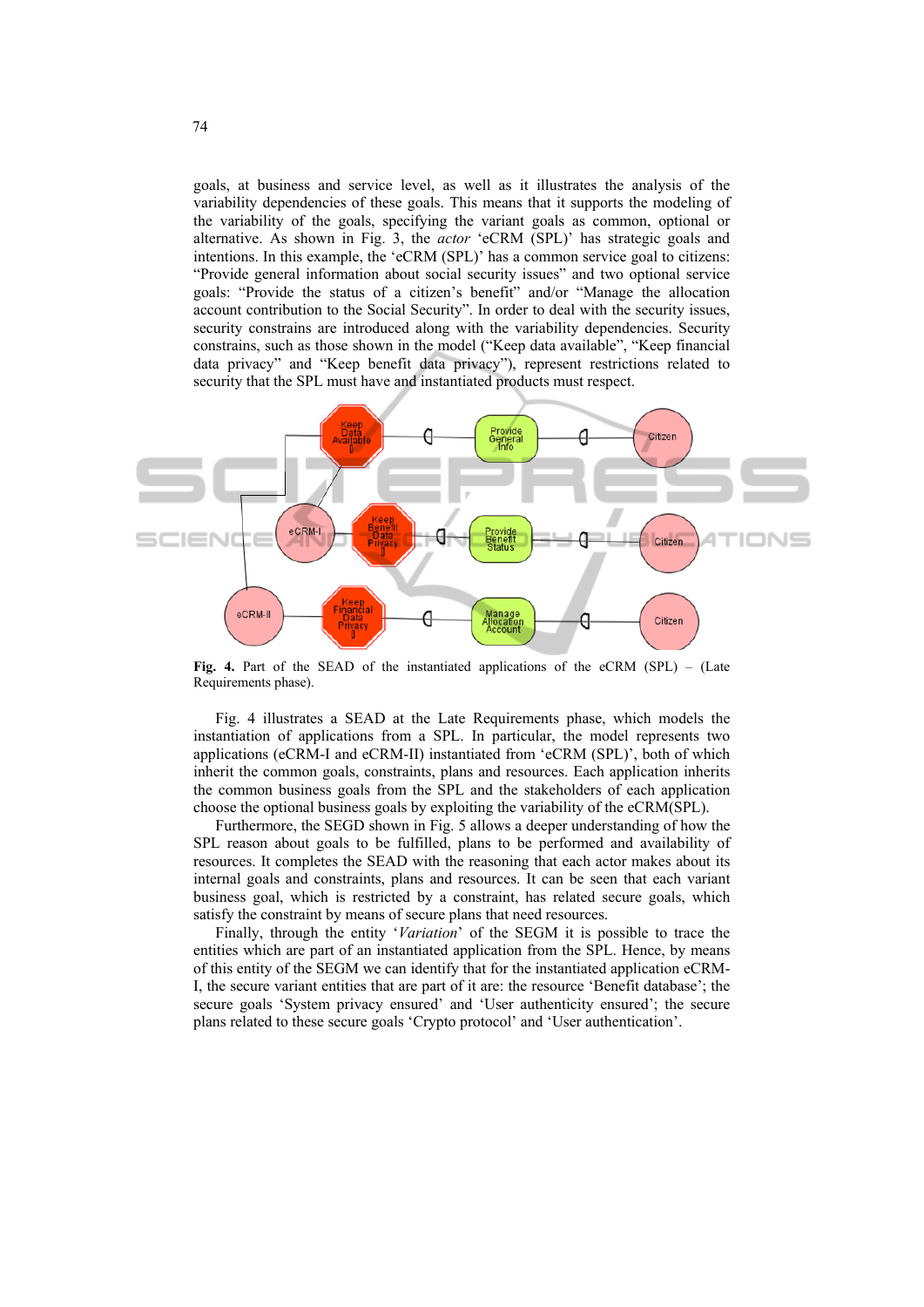goals, at business and service level, as well as it illustrates the analysis of the variability dependencies of these goals. This means that it supports the modeling of the variability of the goals, specifying the variant goals as common, optional or alternative. As shown in Fig. 3, the *actor* 'eCRM (SPL)' has strategic goals and intentions. In this example, the 'eCRM (SPL)' has a common service goal to citizens: "Provide general information about social security issues" and two optional service goals: "Provide the status of a citizen's benefit" and/or "Manage the allocation account contribution to the Social Security". In order to deal with the security issues, security constrains are introduced along with the variability dependencies. Security constrains, such as those shown in the model ("Keep data available", "Keep financial data privacy" and "Keep benefit data privacy"), represent restrictions related to security that the SPL must have and instantiated products must respect.

**Fig. 4.** Part of the SEAD of the instantiated applications of the eCRM (SPL) – (Late Requirements phase).

Fig. 4 illustrates a SEAD at the Late Requirements phase, which models the instantiation of applications from a SPL. In particular, the model represents two applications (eCRM-I and eCRM-II) instantiated from 'eCRM (SPL)', both of which inherit the common goals, constraints, plans and resources. Each application inherits the common business goals from the SPL and the stakeholders of each application choose the optional business goals by exploiting the variability of the eCRM(SPL).

Furthermore, the SEGD shown in Fig. 5 allows a deeper understanding of how the SPL reason about goals to be fulfilled, plans to be performed and availability of resources. It completes the SEAD with the reasoning that each actor makes about its internal goals and constraints, plans and resources. It can be seen that each variant business goal, which is restricted by a constraint, has related secure goals, which satisfy the constraint by means of secure plans that need resources.

Finally, through the entity '*Variation*' of the SEGM it is possible to trace the entities which are part of an instantiated application from the SPL. Hence, by means of this entity of the SEGM we can identify that for the instantiated application eCRM-I, the secure variant entities that are part of it are: the resource 'Benefit database'; the secure goals 'System privacy ensured' and 'User authenticity ensured'; the secure plans related to these secure goals 'Crypto protocol' and 'User authentication'.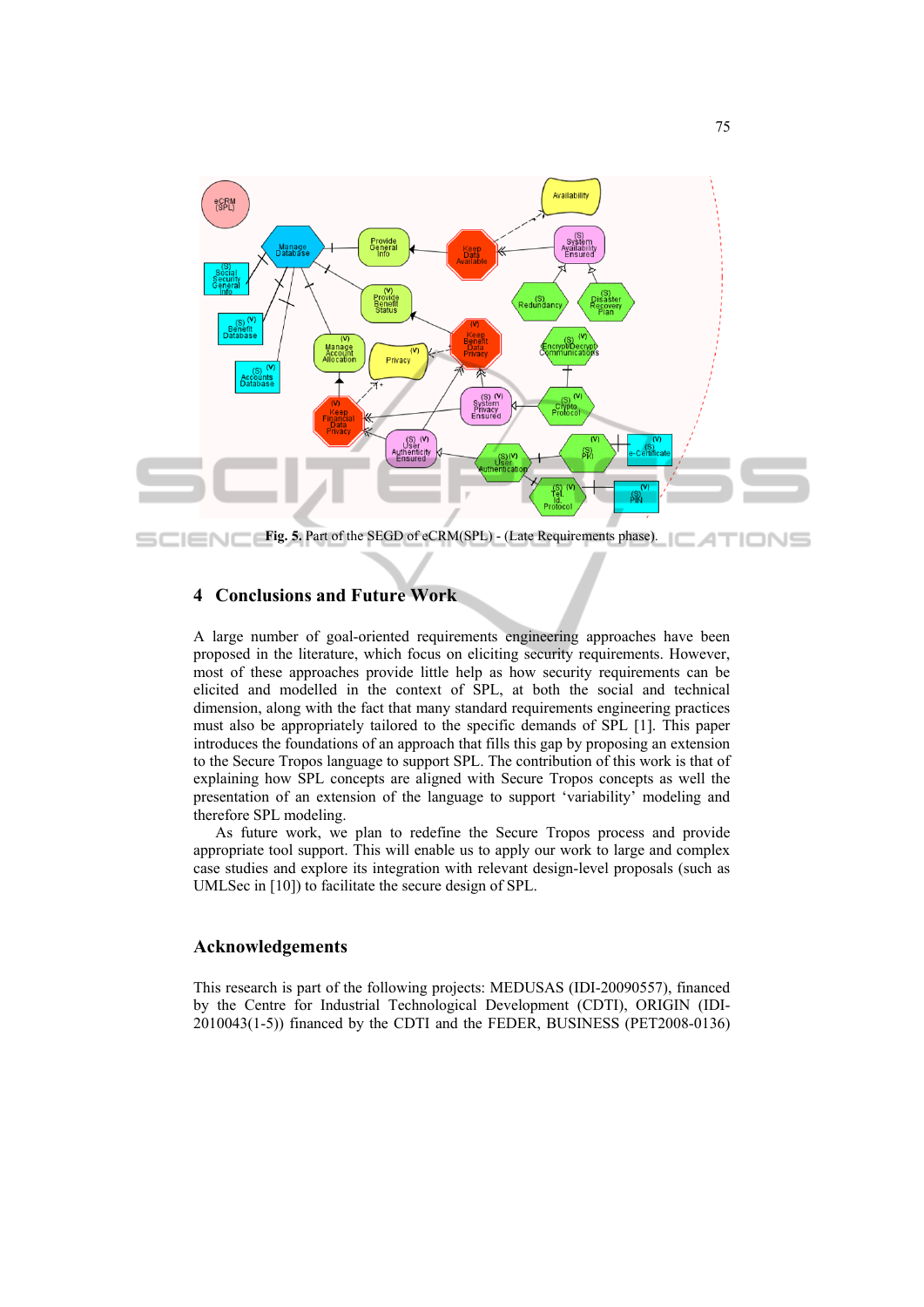Fig. 5. Part of the SEGD of eCRM(SPL) - (Late Requirements phase).

## 4 Conclusions and Future Work

A large number of goal-oriented requirements engineering approaches have been proposed in the literature, which focus on eliciting security requirements. However, most of these approaches provide little help as how security requirements can be elicited and modelled in the context of SPL, at both the social and technical dimension, along with the fact that many standard requirements engineering practices must also be appropriately tailored to the specific demands of SPL [1]. This paper introduces the foundations of an approach that fills this gap by proposing an extension to the Secure Tropos language to support SPL. The contribution of this work is that of explaining how SPL concepts are aligned with Secure Tropos concepts as well the presentation of an extension of the language to support 'variability' modeling and therefore SPL modeling.

As future work, we plan to redefine the Secure Tropos process and provide appropriate tool support. This will enable us to apply our work to large and complex case studies and explore its integration with relevant design-level proposals (such as UMLSec in [10]) to facilitate the secure design of SPL.

## Acknowledgements

This research is part of the following projects: MEDUSAS (IDI-20090557), financed by the Centre for Industrial Technological Development (CDTI), ORIGIN (IDI-2010043(1-5)) financed by the CDTI and the FEDER, BUSINESS (PET2008-0136)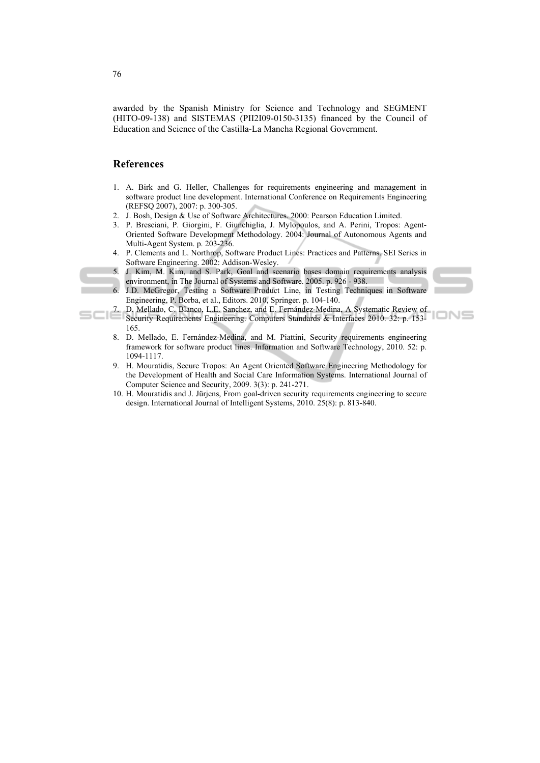awarded by the Spanish Ministry for Science and Technology and SEGMENT (HITO-09-138) and SISTEMAS (PII2I09-0150-3135) financed by the Council of Education and Science of the Castilla-La Mancha Regional Government.

## References

1. A. Birk and G. Heller, Challenges for requirements engineering and management in software product line development. International Conference on Requirements Engineering (REFSQ 2007), 2007: p. 300-305.
2. J. Bosh, Design & Use of Software Architectures. 2000: Pearson Education Limited.
3. P. Bresciani, P. Giorgini, F. Giunchiglia, J. Mylopoulos, and A. Perini, Tropos: Agent-Oriented Software Development Methodology. 2004: Journal of Autonomous Agents and Multi-Agent System. p. 203-236.
4. P. Clements and L. Northrop, Software Product Lines: Practices and Patterns. SEI Series in Software Engineering. 2002: Addison-Wesley.
5. J. Kim, M. Kim, and S. Park, Goal and scenario bases domain requirements analysis environment, in The Journal of Systems and Software. 2005. p. 926 - 938.
6. J.D. McGregor, Testing a Software Product Line, in Testing Techniques in Software Engineering, P. Borba, et al., Editors. 2010, Springer. p. 104-140.
7. D. Mellado, C. Blanco, L.E. Sanchez, and E. Fernández-Medina, A Systematic Review of Security Requirements Engineering. Computers Standards & Interfaces 2010. 32: p. 153-165.
8. D. Mellado, E. Fernández-Medina, and M. Piattini, Security requirements engineering framework for software product lines. Information and Software Technology, 2010. 52: p. 1094-1117.
9. H. Mouratidis, Secure Tropos: An Agent Oriented Software Engineering Methodology for the Development of Health and Social Care Information Systems. International Journal of Computer Science and Security, 2009. 3(3): p. 241-271.
10. H. Mouratidis and J. Jürjens, From goal-driven security requirements engineering to secure design. International Journal of Intelligent Systems, 2010. 25(8): p. 813-840.